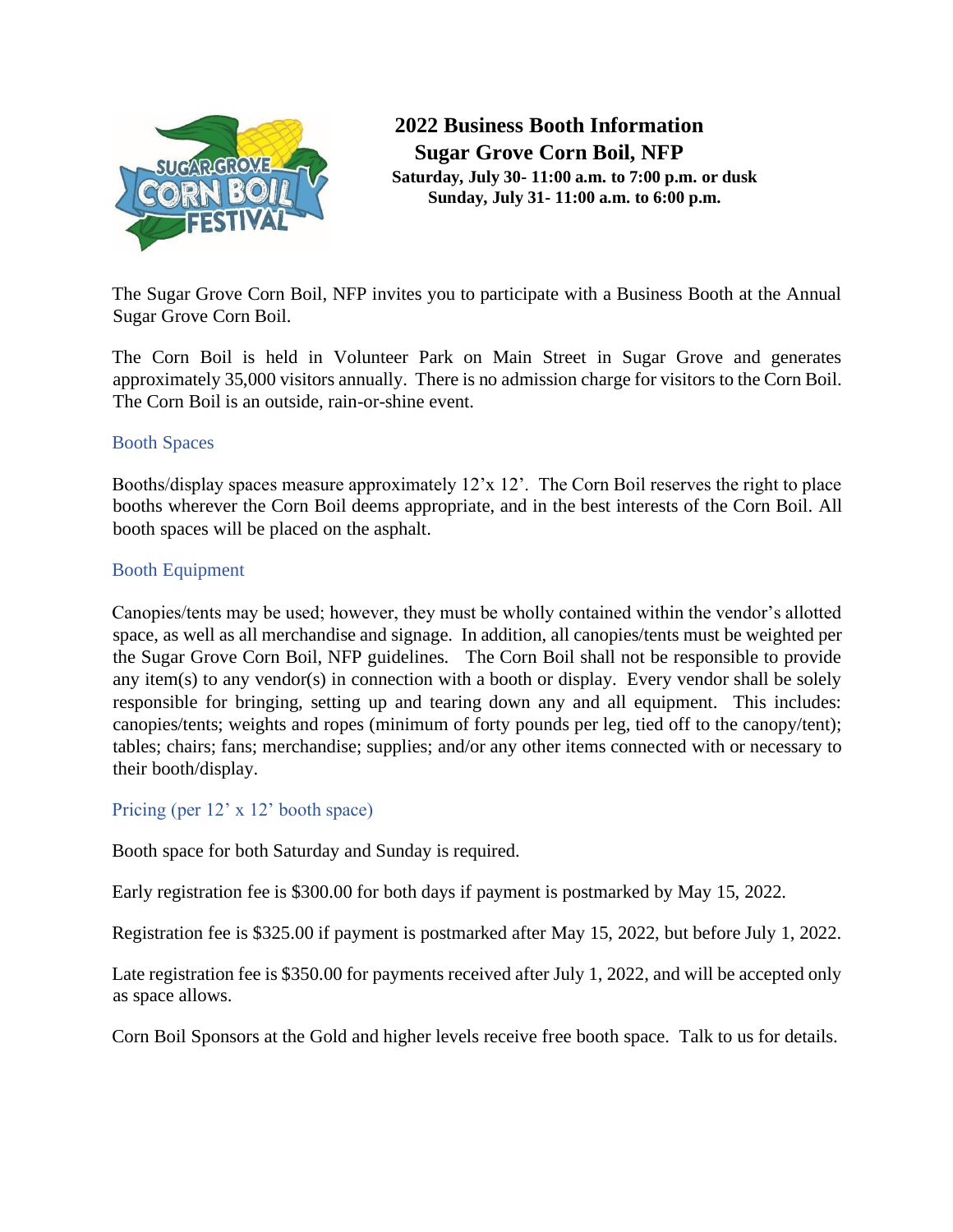# 2022 Business Booth Information

## Sugar Grove Corn Boil, NFP

**Saturday, July 30- 11:00 a.m. to 7:00 p.m. or dusk**
**Sunday, July 31- 11:00 a.m. to 6:00 p.m.**

The Sugar Grove Corn Boil, NFP invites you to participate with a Business Booth at the Annual Sugar Grove Corn Boil.

The Corn Boil is held in Volunteer Park on Main Street in Sugar Grove and generates approximately 35,000 visitors annually. There is no admission charge for visitors to the Corn Boil. The Corn Boil is an outside, rain-or-shine event.

### Booth Spaces

Booths/display spaces measure approximately 12'x 12'. The Corn Boil reserves the right to place booths wherever the Corn Boil deems appropriate, and in the best interests of the Corn Boil. All booth spaces will be placed on the asphalt.

### Booth Equipment

Canopies/tents may be used; however, they must be wholly contained within the vendor's allotted space, as well as all merchandise and signage. In addition, all canopies/tents must be weighted per the Sugar Grove Corn Boil, NFP guidelines. The Corn Boil shall not be responsible to provide any item(s) to any vendor(s) in connection with a booth or display. Every vendor shall be solely responsible for bringing, setting up and tearing down any and all equipment. This includes: canopies/tents; weights and ropes (minimum of forty pounds per leg, tied off to the canopy/tent); tables; chairs; fans; merchandise; supplies; and/or any other items connected with or necessary to their booth/display.

### Pricing (per 12' x 12' booth space)

Booth space for both Saturday and Sunday is required.

Early registration fee is $300.00 for both days if payment is postmarked by May 15, 2022.

Registration fee is $325.00 if payment is postmarked after May 15, 2022, but before July 1, 2022.

Late registration fee is $350.00 for payments received after July 1, 2022, and will be accepted only as space allows.

Corn Boil Sponsors at the Gold and higher levels receive free booth space. Talk to us for details.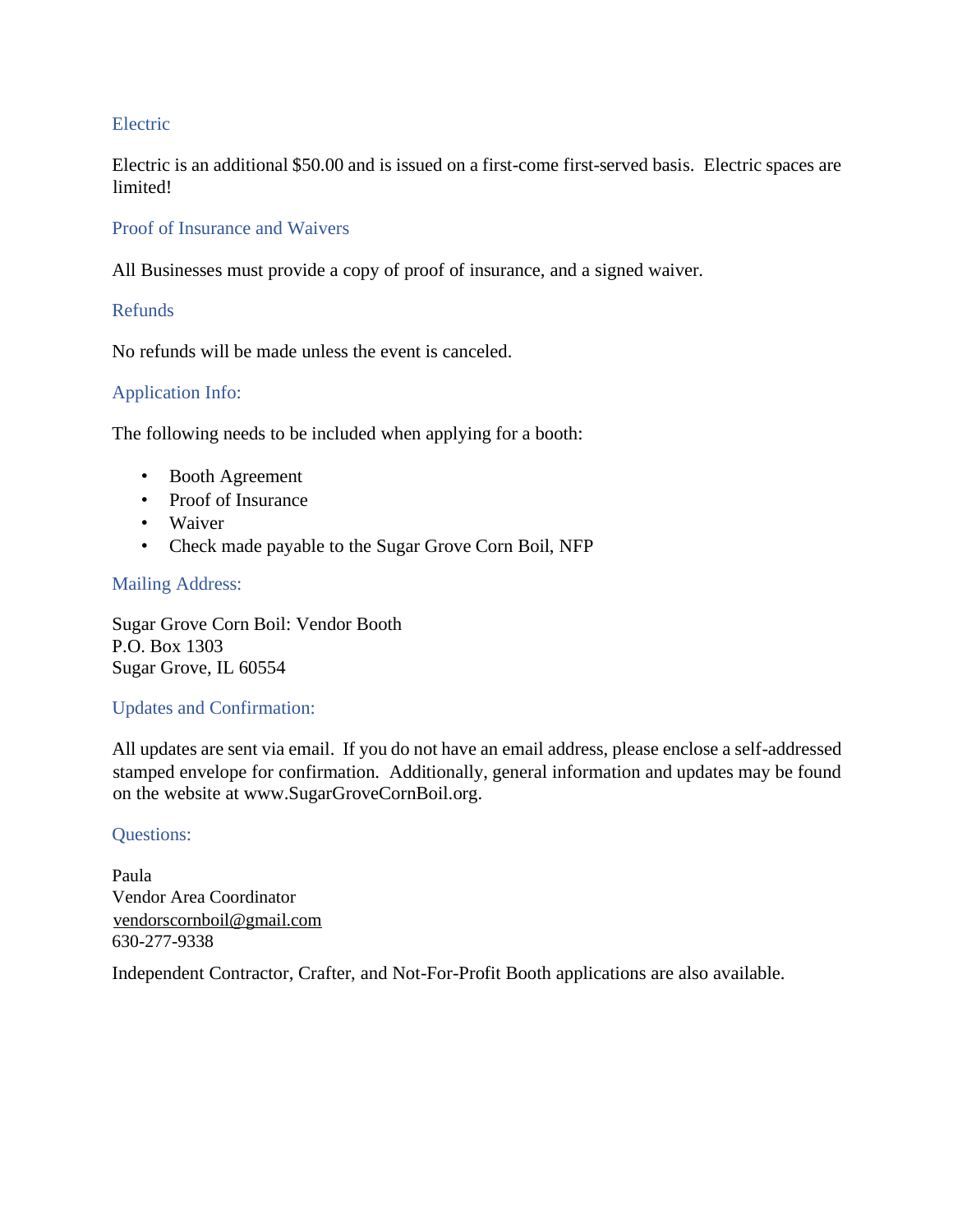## Electric

Electric is an additional $50.00 and is issued on a first-come first-served basis. Electric spaces are limited!

## Proof of Insurance and Waivers

All Businesses must provide a copy of proof of insurance, and a signed waiver.

## Refunds

No refunds will be made unless the event is canceled.

## Application Info:

The following needs to be included when applying for a booth:

- Booth Agreement
- Proof of Insurance
- Waiver
- Check made payable to the Sugar Grove Corn Boil, NFP

## Mailing Address:

Sugar Grove Corn Boil: Vendor Booth
P.O. Box 1303
Sugar Grove, IL 60554

## Updates and Confirmation:

All updates are sent via email. If you do not have an email address, please enclose a self-addressed stamped envelope for confirmation. Additionally, general information and updates may be found on the website at www.SugarGroveCornBoil.org.

## Questions:

Paula
Vendor Area Coordinator
vendorscornboil@gmail.com
630-277-9338

Independent Contractor, Crafter, and Not-For-Profit Booth applications are also available.